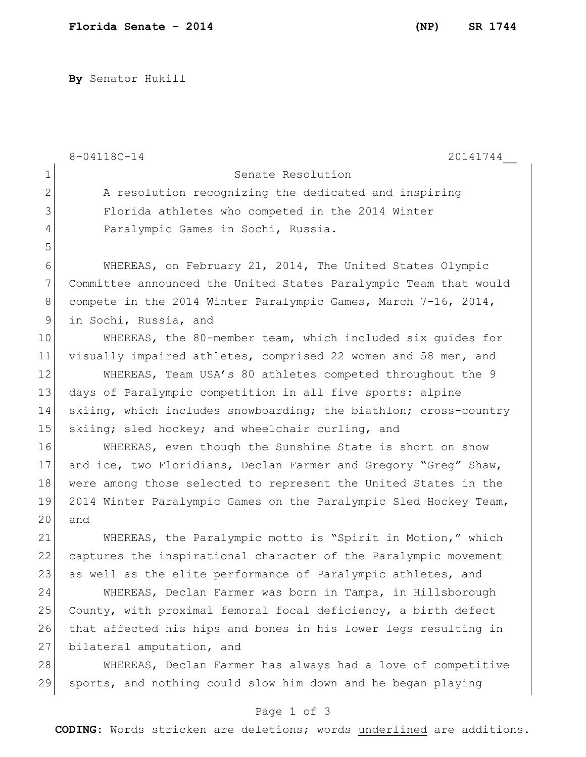**By** Senator Hukill

8-04118C-14 20141744__

Senate Resolution

A resolution recognizing the dedicated and inspiring Florida athletes who competed in the 2014 Winter Paralympic Games in Sochi, Russia.

WHEREAS, on February 21, 2014, The United States Olympic Committee announced the United States Paralympic Team that would compete in the 2014 Winter Paralympic Games, March 7-16, 2014, in Sochi, Russia, and

WHEREAS, the 80-member team, which included six guides for visually impaired athletes, comprised 22 women and 58 men, and

WHEREAS, Team USA's 80 athletes competed throughout the 9 days of Paralympic competition in all five sports: alpine skiing, which includes snowboarding; the biathlon; cross-country skiing; sled hockey; and wheelchair curling, and

WHEREAS, even though the Sunshine State is short on snow and ice, two Floridians, Declan Farmer and Gregory "Greg" Shaw, were among those selected to represent the United States in the 2014 Winter Paralympic Games on the Paralympic Sled Hockey Team, and

WHEREAS, the Paralympic motto is "Spirit in Motion," which captures the inspirational character of the Paralympic movement as well as the elite performance of Paralympic athletes, and

WHEREAS, Declan Farmer was born in Tampa, in Hillsborough County, with proximal femoral focal deficiency, a birth defect that affected his hips and bones in his lower legs resulting in bilateral amputation, and

WHEREAS, Declan Farmer has always had a love of competitive sports, and nothing could slow him down and he began playing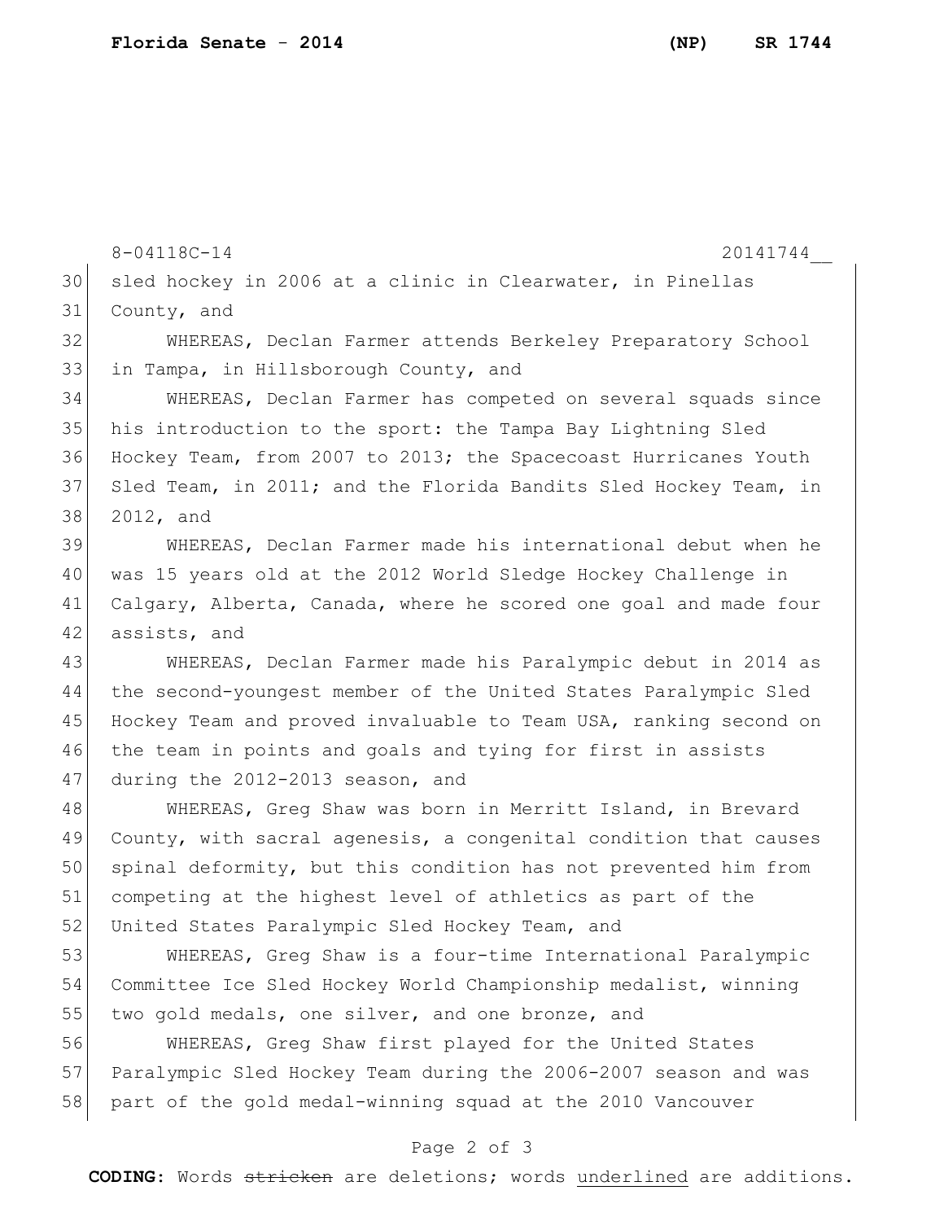sled hockey in 2006 at a clinic in Clearwater, in Pinellas County, and

WHEREAS, Declan Farmer attends Berkeley Preparatory School in Tampa, in Hillsborough County, and

WHEREAS, Declan Farmer has competed on several squads since his introduction to the sport: the Tampa Bay Lightning Sled Hockey Team, from 2007 to 2013; the Spacecoast Hurricanes Youth Sled Team, in 2011; and the Florida Bandits Sled Hockey Team, in 2012, and

WHEREAS, Declan Farmer made his international debut when he was 15 years old at the 2012 World Sledge Hockey Challenge in Calgary, Alberta, Canada, where he scored one goal and made four assists, and

WHEREAS, Declan Farmer made his Paralympic debut in 2014 as the second-youngest member of the United States Paralympic Sled Hockey Team and proved invaluable to Team USA, ranking second on the team in points and goals and tying for first in assists during the 2012-2013 season, and

WHEREAS, Greg Shaw was born in Merritt Island, in Brevard County, with sacral agenesis, a congenital condition that causes spinal deformity, but this condition has not prevented him from competing at the highest level of athletics as part of the United States Paralympic Sled Hockey Team, and

WHEREAS, Greg Shaw is a four-time International Paralympic Committee Ice Sled Hockey World Championship medalist, winning two gold medals, one silver, and one bronze, and

WHEREAS, Greg Shaw first played for the United States Paralympic Sled Hockey Team during the 2006-2007 season and was part of the gold medal-winning squad at the 2010 Vancouver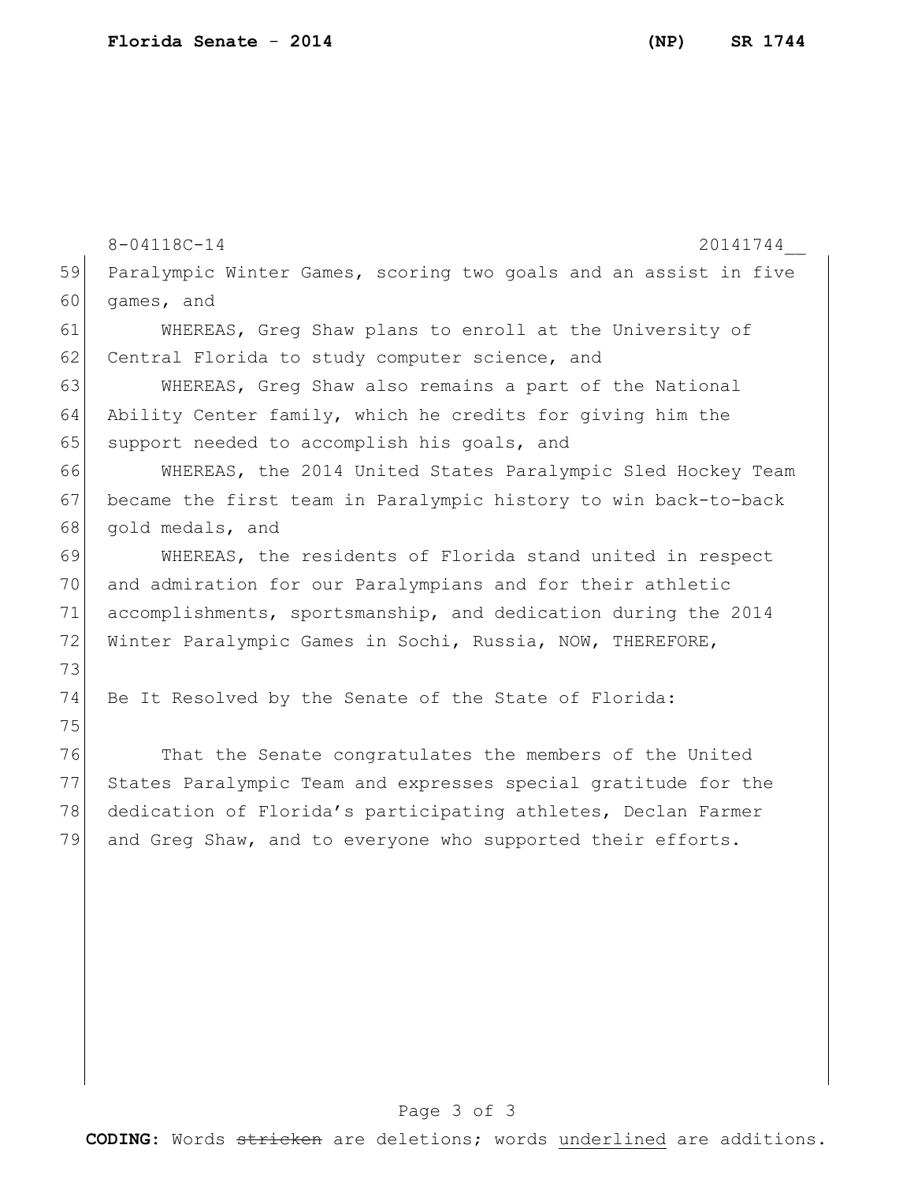Paralympic Winter Games, scoring two goals and an assist in five games, and

WHEREAS, Greg Shaw plans to enroll at the University of Central Florida to study computer science, and

WHEREAS, Greg Shaw also remains a part of the National Ability Center family, which he credits for giving him the support needed to accomplish his goals, and

WHEREAS, the 2014 United States Paralympic Sled Hockey Team became the first team in Paralympic history to win back-to-back gold medals, and

WHEREAS, the residents of Florida stand united in respect and admiration for our Paralympians and for their athletic accomplishments, sportsmanship, and dedication during the 2014 Winter Paralympic Games in Sochi, Russia, NOW, THEREFORE,

Be It Resolved by the Senate of the State of Florida:

That the Senate congratulates the members of the United States Paralympic Team and expresses special gratitude for the dedication of Florida's participating athletes, Declan Farmer and Greg Shaw, and to everyone who supported their efforts.